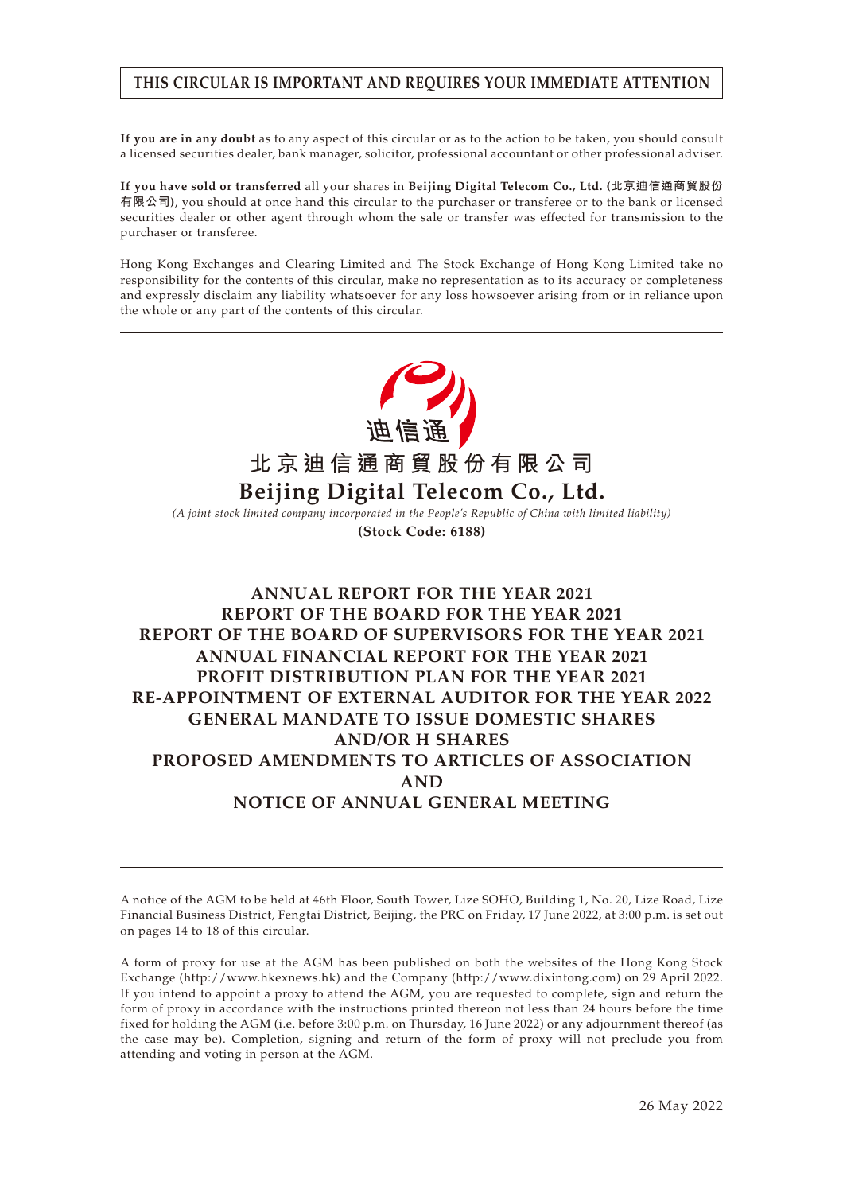**THIS CIRCULAR IS IMPORTANT AND REQUIRES YOUR IMMEDIATE ATTENTION**

**If you are in any doubt** as to any aspect of this circular or as to the action to be taken, you should consult a licensed securities dealer, bank manager, solicitor, professional accountant or other professional adviser.

**If you have sold or transferred** all your shares in **Beijing Digital Telecom Co., Ltd. (北京迪信通商貿股份有限公司)**, you should at once hand this circular to the purchaser or transferee or to the bank or licensed securities dealer or other agent through whom the sale or transfer was effected for transmission to the purchaser or transferee.

Hong Kong Exchanges and Clearing Limited and The Stock Exchange of Hong Kong Limited take no responsibility for the contents of this circular, make no representation as to its accuracy or completeness and expressly disclaim any liability whatsoever for any loss howsoever arising from or in reliance upon the whole or any part of the contents of this circular.

迪信通

# 北京迪信通商貿股份有限公司
# Beijing Digital Telecom Co., Ltd.

*(A joint stock limited company incorporated in the People's Republic of China with limited liability)*

**(Stock Code: 6188)**

## ANNUAL REPORT FOR THE YEAR 2021
## REPORT OF THE BOARD FOR THE YEAR 2021
## REPORT OF THE BOARD OF SUPERVISORS FOR THE YEAR 2021
## ANNUAL FINANCIAL REPORT FOR THE YEAR 2021
## PROFIT DISTRIBUTION PLAN FOR THE YEAR 2021
## RE-APPOINTMENT OF EXTERNAL AUDITOR FOR THE YEAR 2022
## GENERAL MANDATE TO ISSUE DOMESTIC SHARES AND/OR H SHARES
## PROPOSED AMENDMENTS TO ARTICLES OF ASSOCIATION AND
## NOTICE OF ANNUAL GENERAL MEETING

A notice of the AGM to be held at 46th Floor, South Tower, Lize SOHO, Building 1, No. 20, Lize Road, Lize Financial Business District, Fengtai District, Beijing, the PRC on Friday, 17 June 2022, at 3:00 p.m. is set out on pages 14 to 18 of this circular.

A form of proxy for use at the AGM has been published on both the websites of the Hong Kong Stock Exchange (http://www.hkexnews.hk) and the Company (http://www.dixintong.com) on 29 April 2022. If you intend to appoint a proxy to attend the AGM, you are requested to complete, sign and return the form of proxy in accordance with the instructions printed thereon not less than 24 hours before the time fixed for holding the AGM (i.e. before 3:00 p.m. on Thursday, 16 June 2022) or any adjournment thereof (as the case may be). Completion, signing and return of the form of proxy will not preclude you from attending and voting in person at the AGM.

26 May 2022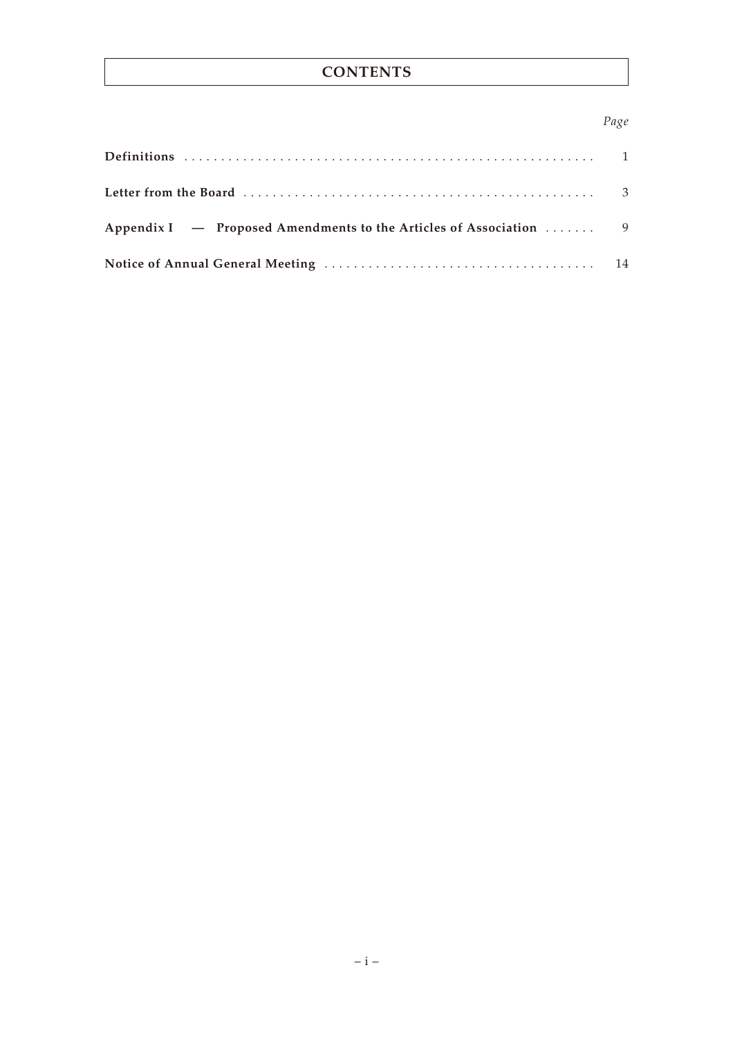# CONTENTS

| | *Page* |
|---|---|
| **Definitions** | 1 |
| **Letter from the Board** | 3 |
| **Appendix I — Proposed Amendments to the Articles of Association** | 9 |
| **Notice of Annual General Meeting** | 14 |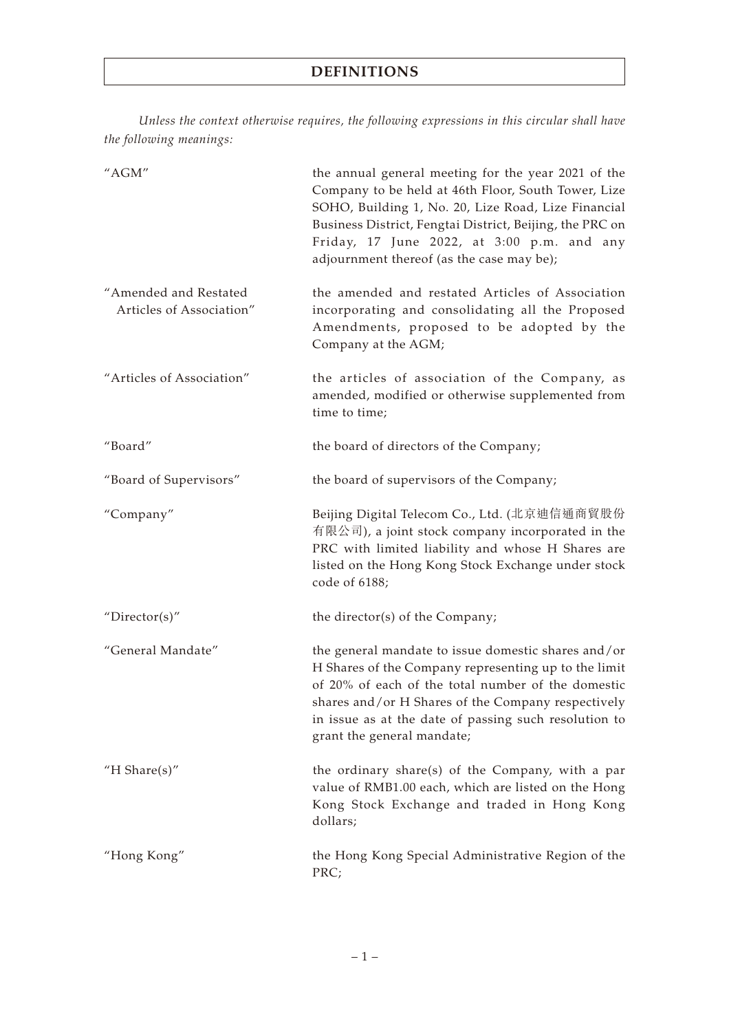# DEFINITIONS

*Unless the context otherwise requires, the following expressions in this circular shall have the following meanings:*

| | |
|---|---|
| "AGM" | the annual general meeting for the year 2021 of the Company to be held at 46th Floor, South Tower, Lize SOHO, Building 1, No. 20, Lize Road, Lize Financial Business District, Fengtai District, Beijing, the PRC on Friday, 17 June 2022, at 3:00 p.m. and any adjournment thereof (as the case may be); |
| "Amended and Restated Articles of Association" | the amended and restated Articles of Association incorporating and consolidating all the Proposed Amendments, proposed to be adopted by the Company at the AGM; |
| "Articles of Association" | the articles of association of the Company, as amended, modified or otherwise supplemented from time to time; |
| "Board" | the board of directors of the Company; |
| "Board of Supervisors" | the board of supervisors of the Company; |
| "Company" | Beijing Digital Telecom Co., Ltd. (北京迪信通商貿股份有限公司), a joint stock company incorporated in the PRC with limited liability and whose H Shares are listed on the Hong Kong Stock Exchange under stock code of 6188; |
| "Director(s)" | the director(s) of the Company; |
| "General Mandate" | the general mandate to issue domestic shares and/or H Shares of the Company representing up to the limit of 20% of each of the total number of the domestic shares and/or H Shares of the Company respectively in issue as at the date of passing such resolution to grant the general mandate; |
| "H Share(s)" | the ordinary share(s) of the Company, with a par value of RMB1.00 each, which are listed on the Hong Kong Stock Exchange and traded in Hong Kong dollars; |
| "Hong Kong" | the Hong Kong Special Administrative Region of the PRC; |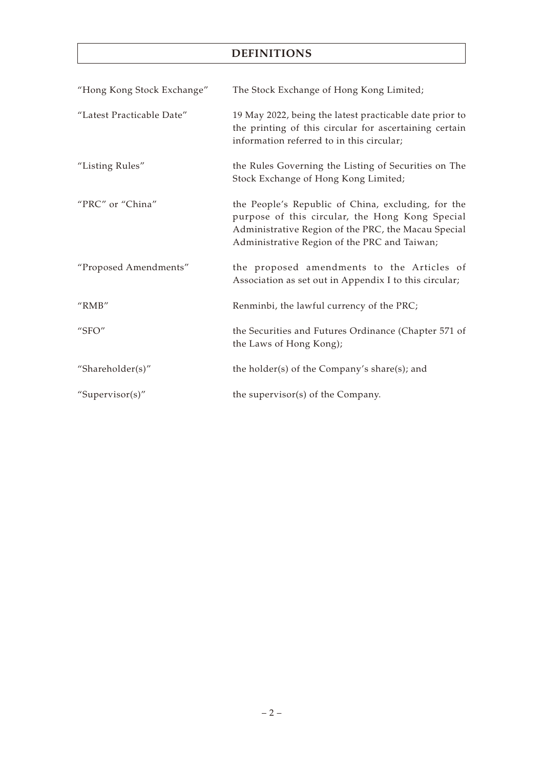# DEFINITIONS

| | |
|---|---|
| "Hong Kong Stock Exchange" | The Stock Exchange of Hong Kong Limited; |
| "Latest Practicable Date" | 19 May 2022, being the latest practicable date prior to the printing of this circular for ascertaining certain information referred to in this circular; |
| "Listing Rules" | the Rules Governing the Listing of Securities on The Stock Exchange of Hong Kong Limited; |
| "PRC" or "China" | the People's Republic of China, excluding, for the purpose of this circular, the Hong Kong Special Administrative Region of the PRC, the Macau Special Administrative Region of the PRC and Taiwan; |
| "Proposed Amendments" | the proposed amendments to the Articles of Association as set out in Appendix I to this circular; |
| "RMB" | Renminbi, the lawful currency of the PRC; |
| "SFO" | the Securities and Futures Ordinance (Chapter 571 of the Laws of Hong Kong); |
| "Shareholder(s)" | the holder(s) of the Company's share(s); and |
| "Supervisor(s)" | the supervisor(s) of the Company. |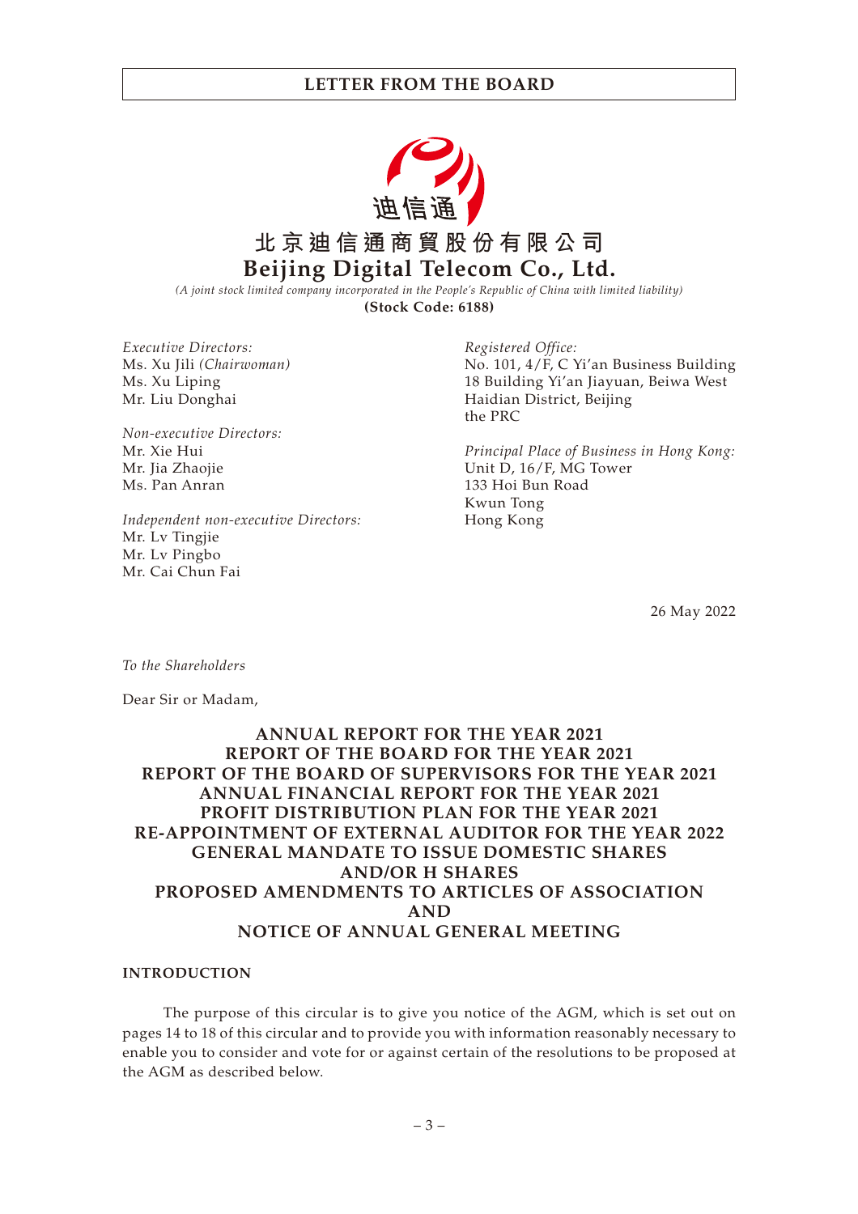# LETTER FROM THE BOARD

**北京迪信通商貿股份有限公司**

**Beijing Digital Telecom Co., Ltd.**

*(A joint stock limited company incorporated in the People's Republic of China with limited liability)*

**(Stock Code: 6188)**

*Executive Directors:*
Ms. Xu Jili *(Chairwoman)*
Ms. Xu Liping
Mr. Liu Donghai

*Non-executive Directors:*
Mr. Xie Hui
Mr. Jia Zhaojie
Ms. Pan Anran

*Independent non-executive Directors:*
Mr. Lv Tingjie
Mr. Lv Pingbo
Mr. Cai Chun Fai

*Registered Office:*
No. 101, 4/F, C Yi'an Business Building
18 Building Yi'an Jiayuan, Beiwa West
Haidian District, Beijing
the PRC

*Principal Place of Business in Hong Kong:*
Unit D, 16/F, MG Tower
133 Hoi Bun Road
Kwun Tong
Hong Kong

26 May 2022

*To the Shareholders*

Dear Sir or Madam,

**ANNUAL REPORT FOR THE YEAR 2021**
**REPORT OF THE BOARD FOR THE YEAR 2021**
**REPORT OF THE BOARD OF SUPERVISORS FOR THE YEAR 2021**
**ANNUAL FINANCIAL REPORT FOR THE YEAR 2021**
**PROFIT DISTRIBUTION PLAN FOR THE YEAR 2021**
**RE-APPOINTMENT OF EXTERNAL AUDITOR FOR THE YEAR 2022**
**GENERAL MANDATE TO ISSUE DOMESTIC SHARES AND/OR H SHARES**
**PROPOSED AMENDMENTS TO ARTICLES OF ASSOCIATION AND**
**NOTICE OF ANNUAL GENERAL MEETING**

## INTRODUCTION

The purpose of this circular is to give you notice of the AGM, which is set out on pages 14 to 18 of this circular and to provide you with information reasonably necessary to enable you to consider and vote for or against certain of the resolutions to be proposed at the AGM as described below.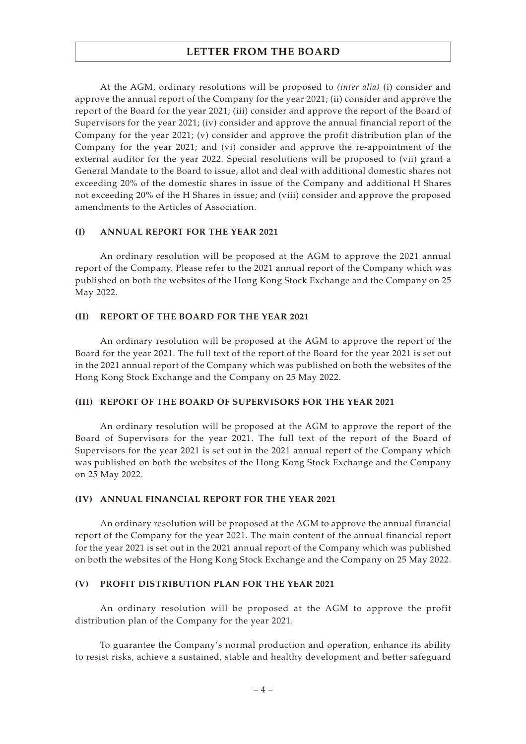At the AGM, ordinary resolutions will be proposed to *(inter alia)* (i) consider and approve the annual report of the Company for the year 2021; (ii) consider and approve the report of the Board for the year 2021; (iii) consider and approve the report of the Board of Supervisors for the year 2021; (iv) consider and approve the annual financial report of the Company for the year 2021; (v) consider and approve the profit distribution plan of the Company for the year 2021; and (vi) consider and approve the re-appointment of the external auditor for the year 2022. Special resolutions will be proposed to (vii) grant a General Mandate to the Board to issue, allot and deal with additional domestic shares not exceeding 20% of the domestic shares in issue of the Company and additional H Shares not exceeding 20% of the H Shares in issue; and (viii) consider and approve the proposed amendments to the Articles of Association.

## (I) ANNUAL REPORT FOR THE YEAR 2021

An ordinary resolution will be proposed at the AGM to approve the 2021 annual report of the Company. Please refer to the 2021 annual report of the Company which was published on both the websites of the Hong Kong Stock Exchange and the Company on 25 May 2022.

## (II) REPORT OF THE BOARD FOR THE YEAR 2021

An ordinary resolution will be proposed at the AGM to approve the report of the Board for the year 2021. The full text of the report of the Board for the year 2021 is set out in the 2021 annual report of the Company which was published on both the websites of the Hong Kong Stock Exchange and the Company on 25 May 2022.

## (III) REPORT OF THE BOARD OF SUPERVISORS FOR THE YEAR 2021

An ordinary resolution will be proposed at the AGM to approve the report of the Board of Supervisors for the year 2021. The full text of the report of the Board of Supervisors for the year 2021 is set out in the 2021 annual report of the Company which was published on both the websites of the Hong Kong Stock Exchange and the Company on 25 May 2022.

## (IV) ANNUAL FINANCIAL REPORT FOR THE YEAR 2021

An ordinary resolution will be proposed at the AGM to approve the annual financial report of the Company for the year 2021. The main content of the annual financial report for the year 2021 is set out in the 2021 annual report of the Company which was published on both the websites of the Hong Kong Stock Exchange and the Company on 25 May 2022.

## (V) PROFIT DISTRIBUTION PLAN FOR THE YEAR 2021

An ordinary resolution will be proposed at the AGM to approve the profit distribution plan of the Company for the year 2021.

To guarantee the Company's normal production and operation, enhance its ability to resist risks, achieve a sustained, stable and healthy development and better safeguard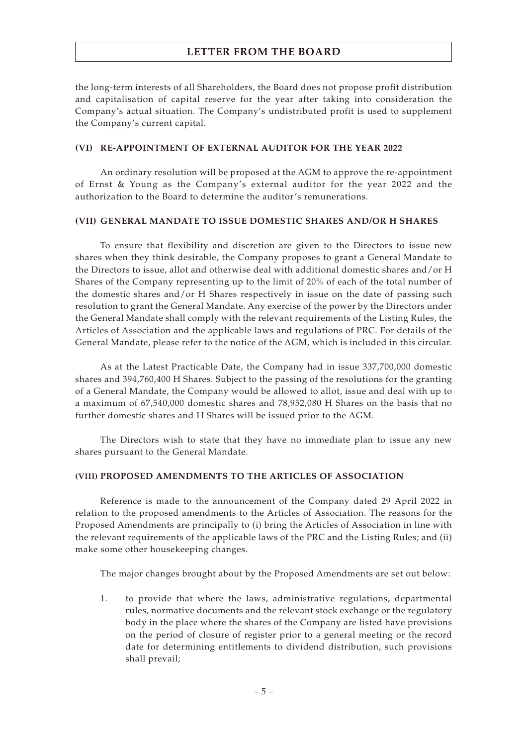the long-term interests of all Shareholders, the Board does not propose profit distribution and capitalisation of capital reserve for the year after taking into consideration the Company's actual situation. The Company's undistributed profit is used to supplement the Company's current capital.

### (VI) RE-APPOINTMENT OF EXTERNAL AUDITOR FOR THE YEAR 2022

An ordinary resolution will be proposed at the AGM to approve the re-appointment of Ernst & Young as the Company's external auditor for the year 2022 and the authorization to the Board to determine the auditor's remunerations.

### (VII) GENERAL MANDATE TO ISSUE DOMESTIC SHARES AND/OR H SHARES

To ensure that flexibility and discretion are given to the Directors to issue new shares when they think desirable, the Company proposes to grant a General Mandate to the Directors to issue, allot and otherwise deal with additional domestic shares and/or H Shares of the Company representing up to the limit of 20% of each of the total number of the domestic shares and/or H Shares respectively in issue on the date of passing such resolution to grant the General Mandate. Any exercise of the power by the Directors under the General Mandate shall comply with the relevant requirements of the Listing Rules, the Articles of Association and the applicable laws and regulations of PRC. For details of the General Mandate, please refer to the notice of the AGM, which is included in this circular.

As at the Latest Practicable Date, the Company had in issue 337,700,000 domestic shares and 394,760,400 H Shares. Subject to the passing of the resolutions for the granting of a General Mandate, the Company would be allowed to allot, issue and deal with up to a maximum of 67,540,000 domestic shares and 78,952,080 H Shares on the basis that no further domestic shares and H Shares will be issued prior to the AGM.

The Directors wish to state that they have no immediate plan to issue any new shares pursuant to the General Mandate.

### (VIII) PROPOSED AMENDMENTS TO THE ARTICLES OF ASSOCIATION

Reference is made to the announcement of the Company dated 29 April 2022 in relation to the proposed amendments to the Articles of Association. The reasons for the Proposed Amendments are principally to (i) bring the Articles of Association in line with the relevant requirements of the applicable laws of the PRC and the Listing Rules; and (ii) make some other housekeeping changes.

The major changes brought about by the Proposed Amendments are set out below:

1. to provide that where the laws, administrative regulations, departmental rules, normative documents and the relevant stock exchange or the regulatory body in the place where the shares of the Company are listed have provisions on the period of closure of register prior to a general meeting or the record date for determining entitlements to dividend distribution, such provisions shall prevail;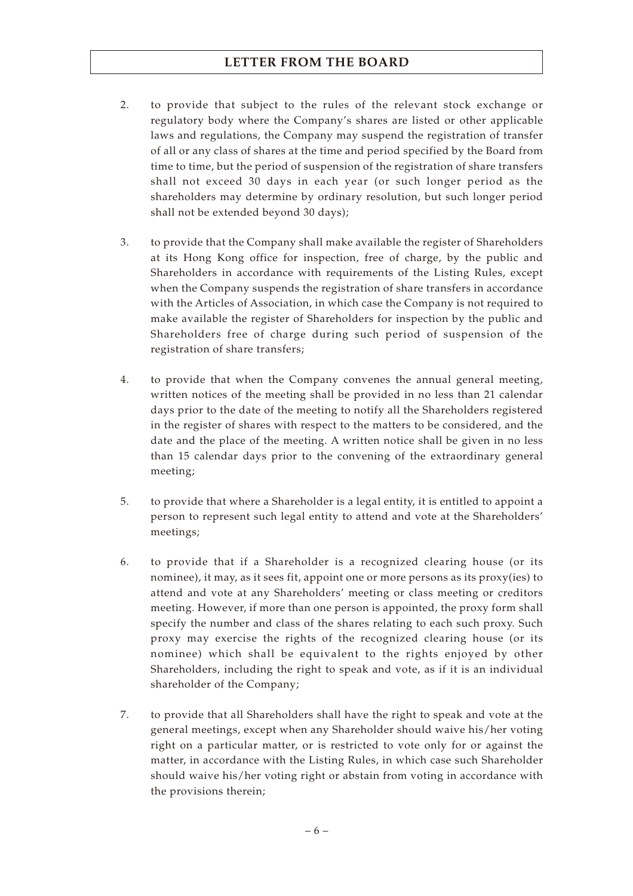2. to provide that subject to the rules of the relevant stock exchange or regulatory body where the Company's shares are listed or other applicable laws and regulations, the Company may suspend the registration of transfer of all or any class of shares at the time and period specified by the Board from time to time, but the period of suspension of the registration of share transfers shall not exceed 30 days in each year (or such longer period as the shareholders may determine by ordinary resolution, but such longer period shall not be extended beyond 30 days);

3. to provide that the Company shall make available the register of Shareholders at its Hong Kong office for inspection, free of charge, by the public and Shareholders in accordance with requirements of the Listing Rules, except when the Company suspends the registration of share transfers in accordance with the Articles of Association, in which case the Company is not required to make available the register of Shareholders for inspection by the public and Shareholders free of charge during such period of suspension of the registration of share transfers;

4. to provide that when the Company convenes the annual general meeting, written notices of the meeting shall be provided in no less than 21 calendar days prior to the date of the meeting to notify all the Shareholders registered in the register of shares with respect to the matters to be considered, and the date and the place of the meeting. A written notice shall be given in no less than 15 calendar days prior to the convening of the extraordinary general meeting;

5. to provide that where a Shareholder is a legal entity, it is entitled to appoint a person to represent such legal entity to attend and vote at the Shareholders' meetings;

6. to provide that if a Shareholder is a recognized clearing house (or its nominee), it may, as it sees fit, appoint one or more persons as its proxy(ies) to attend and vote at any Shareholders' meeting or class meeting or creditors meeting. However, if more than one person is appointed, the proxy form shall specify the number and class of the shares relating to each such proxy. Such proxy may exercise the rights of the recognized clearing house (or its nominee) which shall be equivalent to the rights enjoyed by other Shareholders, including the right to speak and vote, as if it is an individual shareholder of the Company;

7. to provide that all Shareholders shall have the right to speak and vote at the general meetings, except when any Shareholder should waive his/her voting right on a particular matter, or is restricted to vote only for or against the matter, in accordance with the Listing Rules, in which case such Shareholder should waive his/her voting right or abstain from voting in accordance with the provisions therein;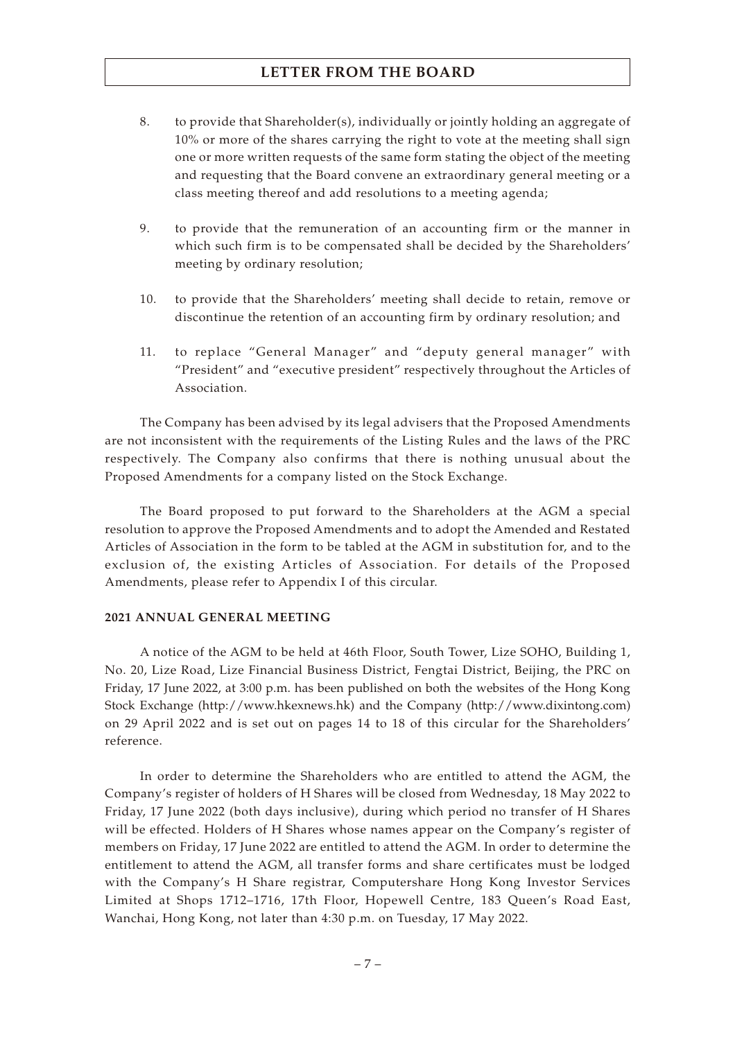8. to provide that Shareholder(s), individually or jointly holding an aggregate of 10% or more of the shares carrying the right to vote at the meeting shall sign one or more written requests of the same form stating the object of the meeting and requesting that the Board convene an extraordinary general meeting or a class meeting thereof and add resolutions to a meeting agenda;

9. to provide that the remuneration of an accounting firm or the manner in which such firm is to be compensated shall be decided by the Shareholders' meeting by ordinary resolution;

10. to provide that the Shareholders' meeting shall decide to retain, remove or discontinue the retention of an accounting firm by ordinary resolution; and

11. to replace "General Manager" and "deputy general manager" with "President" and "executive president" respectively throughout the Articles of Association.

The Company has been advised by its legal advisers that the Proposed Amendments are not inconsistent with the requirements of the Listing Rules and the laws of the PRC respectively. The Company also confirms that there is nothing unusual about the Proposed Amendments for a company listed on the Stock Exchange.

The Board proposed to put forward to the Shareholders at the AGM a special resolution to approve the Proposed Amendments and to adopt the Amended and Restated Articles of Association in the form to be tabled at the AGM in substitution for, and to the exclusion of, the existing Articles of Association. For details of the Proposed Amendments, please refer to Appendix I of this circular.

**2021 ANNUAL GENERAL MEETING**

A notice of the AGM to be held at 46th Floor, South Tower, Lize SOHO, Building 1, No. 20, Lize Road, Lize Financial Business District, Fengtai District, Beijing, the PRC on Friday, 17 June 2022, at 3:00 p.m. has been published on both the websites of the Hong Kong Stock Exchange (http://www.hkexnews.hk) and the Company (http://www.dixintong.com) on 29 April 2022 and is set out on pages 14 to 18 of this circular for the Shareholders' reference.

In order to determine the Shareholders who are entitled to attend the AGM, the Company's register of holders of H Shares will be closed from Wednesday, 18 May 2022 to Friday, 17 June 2022 (both days inclusive), during which period no transfer of H Shares will be effected. Holders of H Shares whose names appear on the Company's register of members on Friday, 17 June 2022 are entitled to attend the AGM. In order to determine the entitlement to attend the AGM, all transfer forms and share certificates must be lodged with the Company's H Share registrar, Computershare Hong Kong Investor Services Limited at Shops 1712–1716, 17th Floor, Hopewell Centre, 183 Queen's Road East, Wanchai, Hong Kong, not later than 4:30 p.m. on Tuesday, 17 May 2022.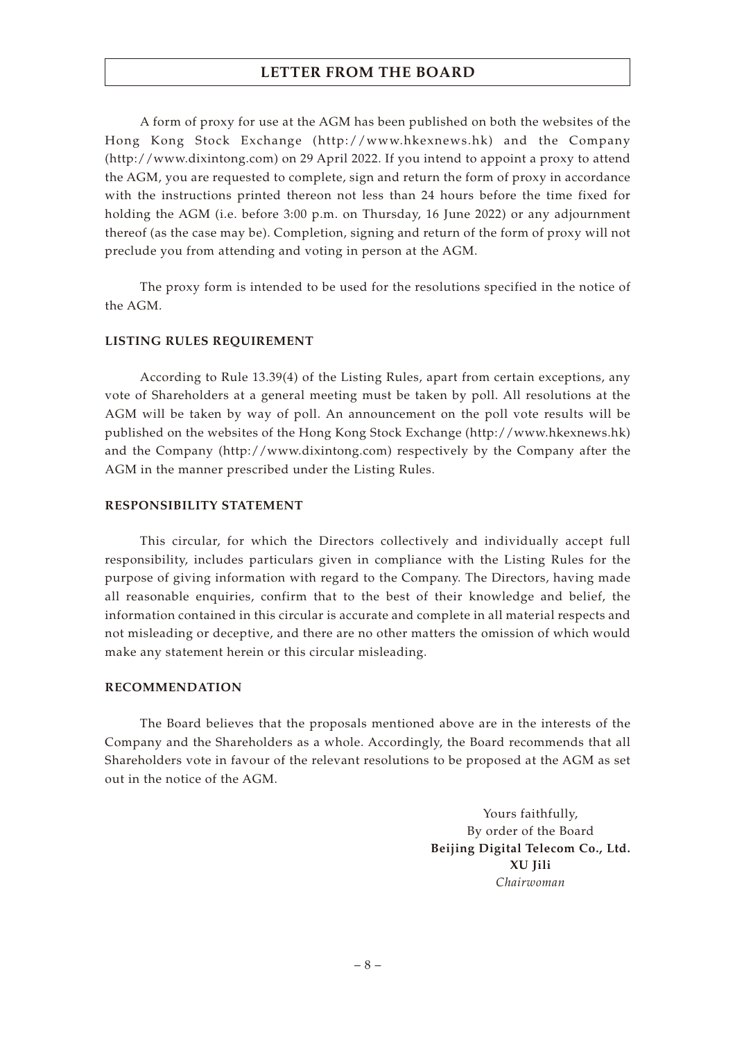A form of proxy for use at the AGM has been published on both the websites of the Hong Kong Stock Exchange (http://www.hkexnews.hk) and the Company (http://www.dixintong.com) on 29 April 2022. If you intend to appoint a proxy to attend the AGM, you are requested to complete, sign and return the form of proxy in accordance with the instructions printed thereon not less than 24 hours before the time fixed for holding the AGM (i.e. before 3:00 p.m. on Thursday, 16 June 2022) or any adjournment thereof (as the case may be). Completion, signing and return of the form of proxy will not preclude you from attending and voting in person at the AGM.

The proxy form is intended to be used for the resolutions specified in the notice of the AGM.

### LISTING RULES REQUIREMENT

According to Rule 13.39(4) of the Listing Rules, apart from certain exceptions, any vote of Shareholders at a general meeting must be taken by poll. All resolutions at the AGM will be taken by way of poll. An announcement on the poll vote results will be published on the websites of the Hong Kong Stock Exchange (http://www.hkexnews.hk) and the Company (http://www.dixintong.com) respectively by the Company after the AGM in the manner prescribed under the Listing Rules.

### RESPONSIBILITY STATEMENT

This circular, for which the Directors collectively and individually accept full responsibility, includes particulars given in compliance with the Listing Rules for the purpose of giving information with regard to the Company. The Directors, having made all reasonable enquiries, confirm that to the best of their knowledge and belief, the information contained in this circular is accurate and complete in all material respects and not misleading or deceptive, and there are no other matters the omission of which would make any statement herein or this circular misleading.

### RECOMMENDATION

The Board believes that the proposals mentioned above are in the interests of the Company and the Shareholders as a whole. Accordingly, the Board recommends that all Shareholders vote in favour of the relevant resolutions to be proposed at the AGM as set out in the notice of the AGM.

Yours faithfully,
By order of the Board
**Beijing Digital Telecom Co., Ltd.**
**XU Jili**
*Chairwoman*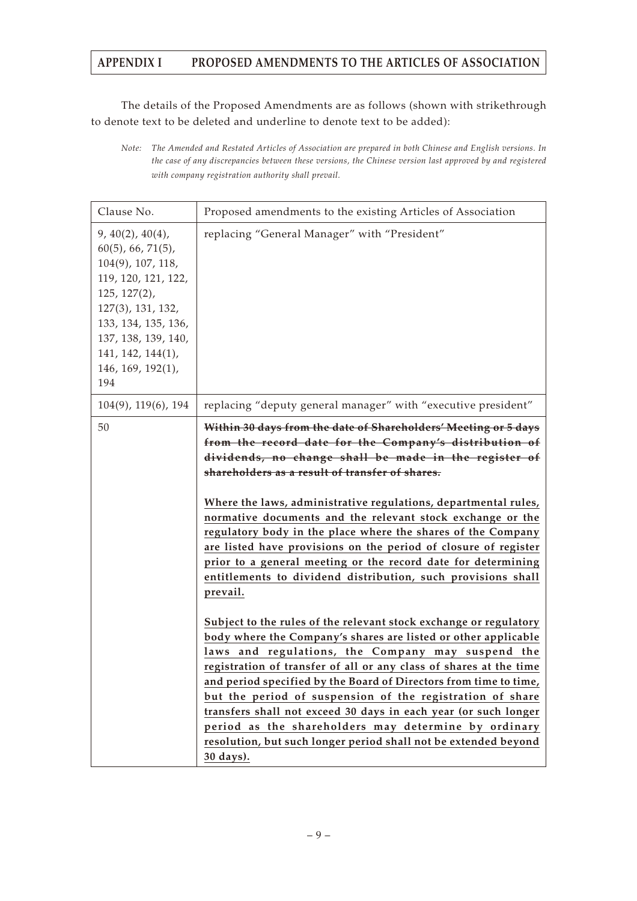## APPENDIX I PROPOSED AMENDMENTS TO THE ARTICLES OF ASSOCIATION

The details of the Proposed Amendments are as follows (shown with strikethrough to denote text to be deleted and underline to denote text to be added):

*Note: The Amended and Restated Articles of Association are prepared in both Chinese and English versions. In the case of any discrepancies between these versions, the Chinese version last approved by and registered with company registration authority shall prevail.*

| Clause No. | Proposed amendments to the existing Articles of Association |
|---|---|
| 9, 40(2), 40(4), 60(5), 66, 71(5), 104(9), 107, 118, 119, 120, 121, 122, 125, 127(2), 127(3), 131, 132, 133, 134, 135, 136, 137, 138, 139, 140, 141, 142, 144(1), 146, 169, 192(1), 194 | replacing "General Manager" with "President" |
| 104(9), 119(6), 194 | replacing "deputy general manager" with "executive president" |
| 50 | ~~**Within 30 days from the date of Shareholders' Meeting or 5 days from the record date for the Company's distribution of dividends, no change shall be made in the register of shareholders as a result of transfer of shares.**~~<br><br><u>**Where the laws, administrative regulations, departmental rules, normative documents and the relevant stock exchange or the regulatory body in the place where the shares of the Company are listed have provisions on the period of closure of register prior to a general meeting or the record date for determining entitlements to dividend distribution, such provisions shall prevail.**</u><br><br><u>**Subject to the rules of the relevant stock exchange or regulatory body where the Company's shares are listed or other applicable laws and regulations, the Company may suspend the registration of transfer of all or any class of shares at the time and period specified by the Board of Directors from time to time, but the period of suspension of the registration of share transfers shall not exceed 30 days in each year (or such longer period as the shareholders may determine by ordinary resolution, but such longer period shall not be extended beyond 30 days).**</u> |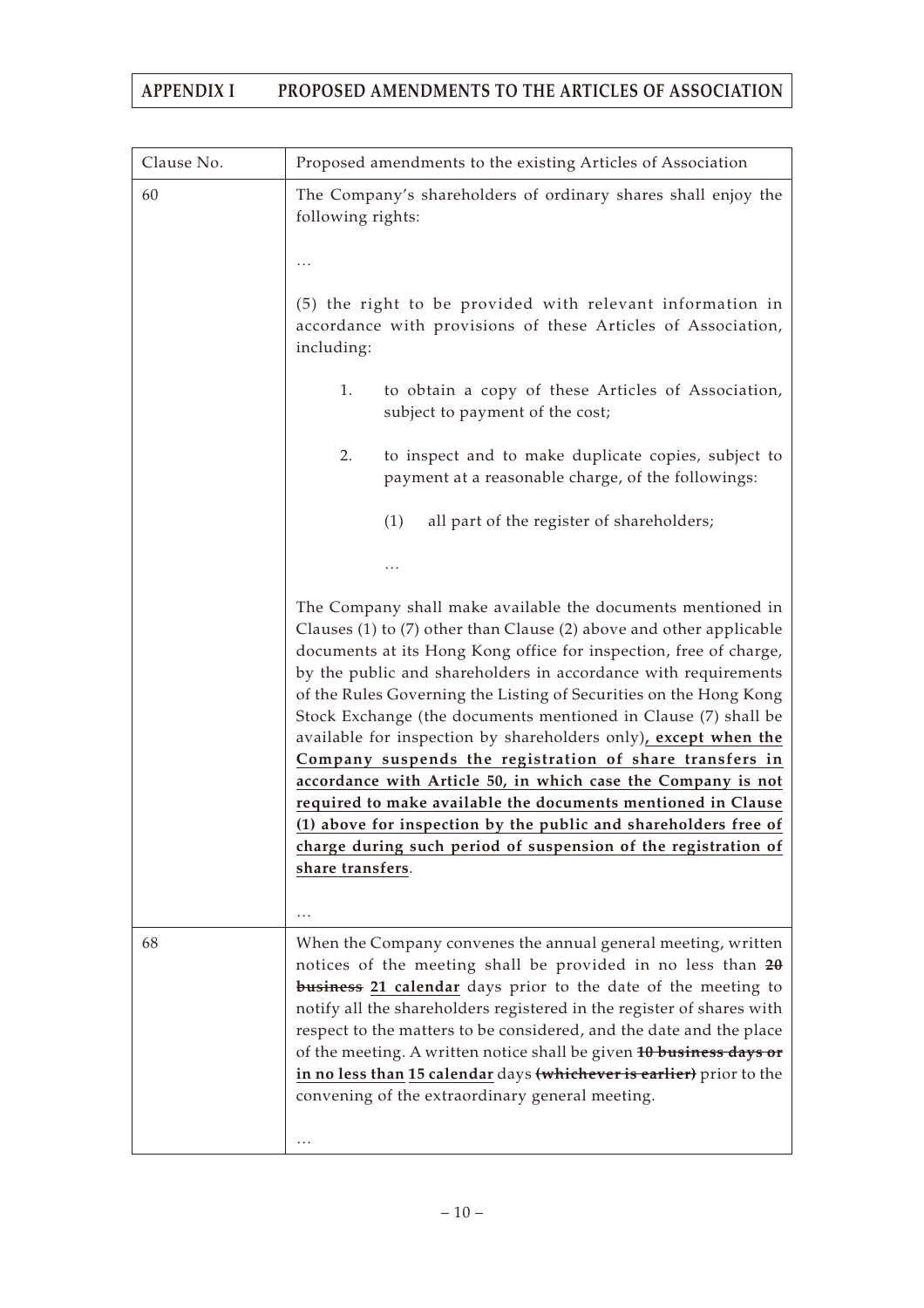| Clause No. | Proposed amendments to the existing Articles of Association |
|---|---|
| 60 | The Company's shareholders of ordinary shares shall enjoy the following rights:<br><br>…<br><br>(5) the right to be provided with relevant information in accordance with provisions of these Articles of Association, including:<br><br>1. to obtain a copy of these Articles of Association, subject to payment of the cost;<br><br>2. to inspect and to make duplicate copies, subject to payment at a reasonable charge, of the followings:<br><br>(1) all part of the register of shareholders;<br><br>…<br><br>The Company shall make available the documents mentioned in Clauses (1) to (7) other than Clause (2) above and other applicable documents at its Hong Kong office for inspection, free of charge, by the public and shareholders in accordance with requirements of the Rules Governing the Listing of Securities on the Hong Kong Stock Exchange (the documents mentioned in Clause (7) shall be available for inspection by shareholders only)**<u>, except when the Company suspends the registration of share transfers in accordance with Article 50, in which case the Company is not required to make available the documents mentioned in Clause (1) above for inspection by the public and shareholders free of charge during such period of suspension of the registration of share transfers</u>**.<br><br>… |
| 68 | When the Company convenes the annual general meeting, written notices of the meeting shall be provided in no less than ~~**20 business**~~ **<u>21 calendar</u>** days prior to the date of the meeting to notify all the shareholders registered in the register of shares with respect to the matters to be considered, and the date and the place of the meeting. A written notice shall be given ~~**10 business days or**~~ **<u>in no less than</u> <u>15 calendar</u>** days ~~**(whichever is earlier)**~~ prior to the convening of the extraordinary general meeting.<br><br>… |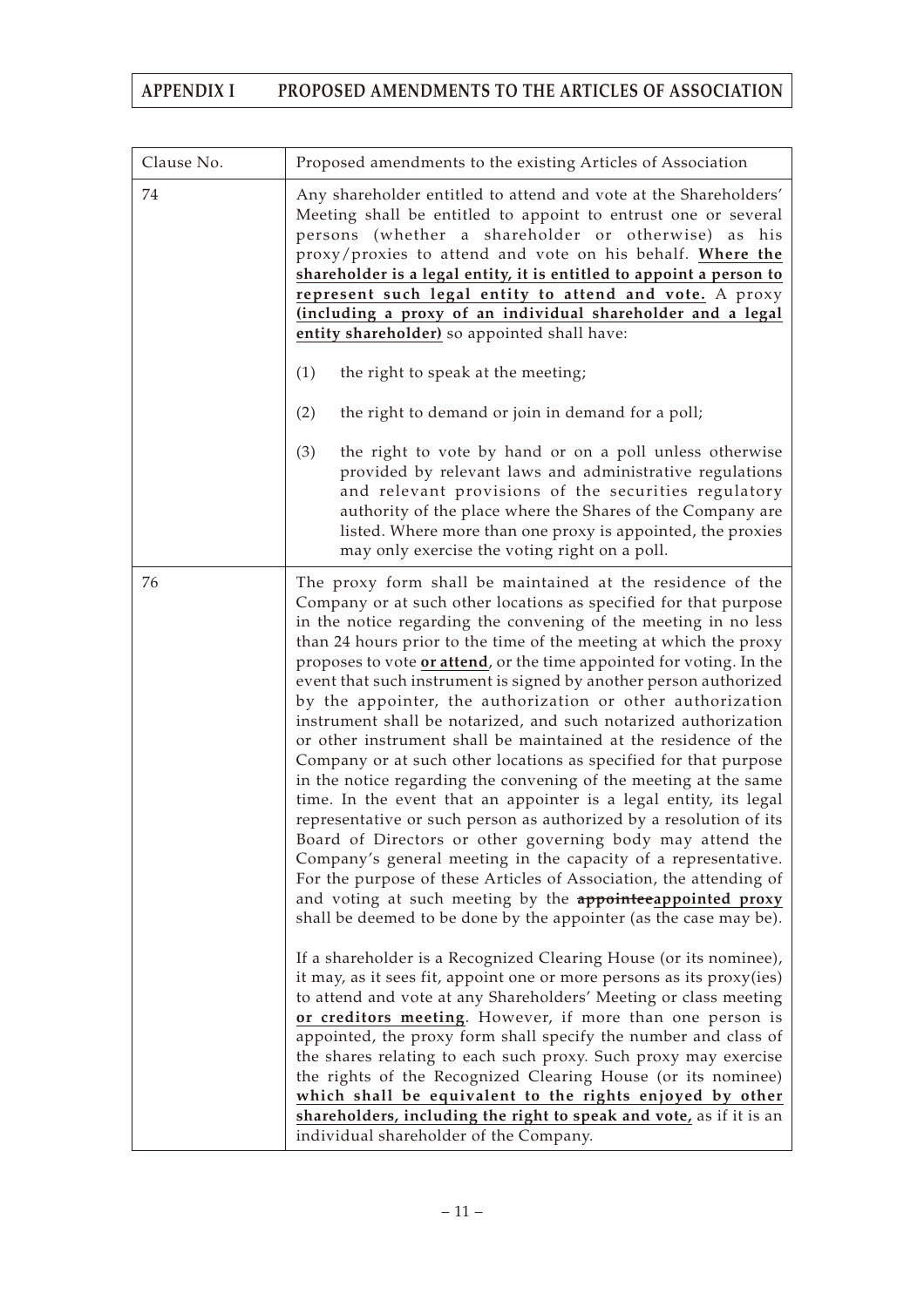| Clause No. | Proposed amendments to the existing Articles of Association |
|---|---|
| 74 | Any shareholder entitled to attend and vote at the Shareholders' Meeting shall be entitled to appoint to entrust one or several persons (whether a shareholder or otherwise) as his proxy/proxies to attend and vote on his behalf. **Where the shareholder is a legal entity, it is entitled to appoint a person to represent such legal entity to attend and vote.** A proxy **(including a proxy of an individual shareholder and a legal entity shareholder)** so appointed shall have:<br><br>(1) the right to speak at the meeting;<br><br>(2) the right to demand or join in demand for a poll;<br><br>(3) the right to vote by hand or on a poll unless otherwise provided by relevant laws and administrative regulations and relevant provisions of the securities regulatory authority of the place where the Shares of the Company are listed. Where more than one proxy is appointed, the proxies may only exercise the voting right on a poll. |
| 76 | The proxy form shall be maintained at the residence of the Company or at such other locations as specified for that purpose in the notice regarding the convening of the meeting in no less than 24 hours prior to the time of the meeting at which the proxy proposes to vote **or attend**, or the time appointed for voting. In the event that such instrument is signed by another person authorized by the appointer, the authorization or other authorization instrument shall be notarized, and such notarized authorization or other instrument shall be maintained at the residence of the Company or at such other locations as specified for that purpose in the notice regarding the convening of the meeting at the same time. In the event that an appointer is a legal entity, its legal representative or such person as authorized by a resolution of its Board of Directors or other governing body may attend the Company's general meeting in the capacity of a representative. For the purpose of these Articles of Association, the attending of and voting at such meeting by the ~~appointee~~**appointed proxy** shall be deemed to be done by the appointer (as the case may be).<br><br>If a shareholder is a Recognized Clearing House (or its nominee), it may, as it sees fit, appoint one or more persons as its proxy(ies) to attend and vote at any Shareholders' Meeting or class meeting **or creditors meeting**. However, if more than one person is appointed, the proxy form shall specify the number and class of the shares relating to each such proxy. Such proxy may exercise the rights of the Recognized Clearing House (or its nominee) **which shall be equivalent to the rights enjoyed by other shareholders, including the right to speak and vote,** as if it is an individual shareholder of the Company. |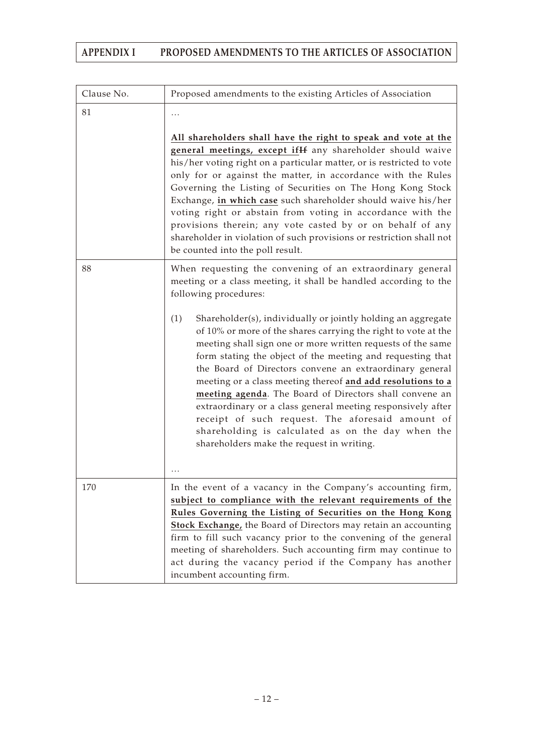| Clause No. | Proposed amendments to the existing Articles of Association |
|---|---|
| 81 | …<br><br>**All shareholders shall have the right to speak and vote at the general meetings, except if**~~If~~ any shareholder should waive his/her voting right on a particular matter, or is restricted to vote only for or against the matter, in accordance with the Rules Governing the Listing of Securities on The Hong Kong Stock Exchange, **in which case** such shareholder should waive his/her voting right or abstain from voting in accordance with the provisions therein; any vote casted by or on behalf of any shareholder in violation of such provisions or restriction shall not be counted into the poll result. |
| 88 | When requesting the convening of an extraordinary general meeting or a class meeting, it shall be handled according to the following procedures:<br><br>(1) Shareholder(s), individually or jointly holding an aggregate of 10% or more of the shares carrying the right to vote at the meeting shall sign one or more written requests of the same form stating the object of the meeting and requesting that the Board of Directors convene an extraordinary general meeting or a class meeting thereof **and add resolutions to a meeting agenda**. The Board of Directors shall convene an extraordinary or a class general meeting responsively after receipt of such request. The aforesaid amount of shareholding is calculated as on the day when the shareholders make the request in writing.<br><br>… |
| 170 | In the event of a vacancy in the Company's accounting firm, **subject to compliance with the relevant requirements of the Rules Governing the Listing of Securities on the Hong Kong Stock Exchange,** the Board of Directors may retain an accounting firm to fill such vacancy prior to the convening of the general meeting of shareholders. Such accounting firm may continue to act during the vacancy period if the Company has another incumbent accounting firm. |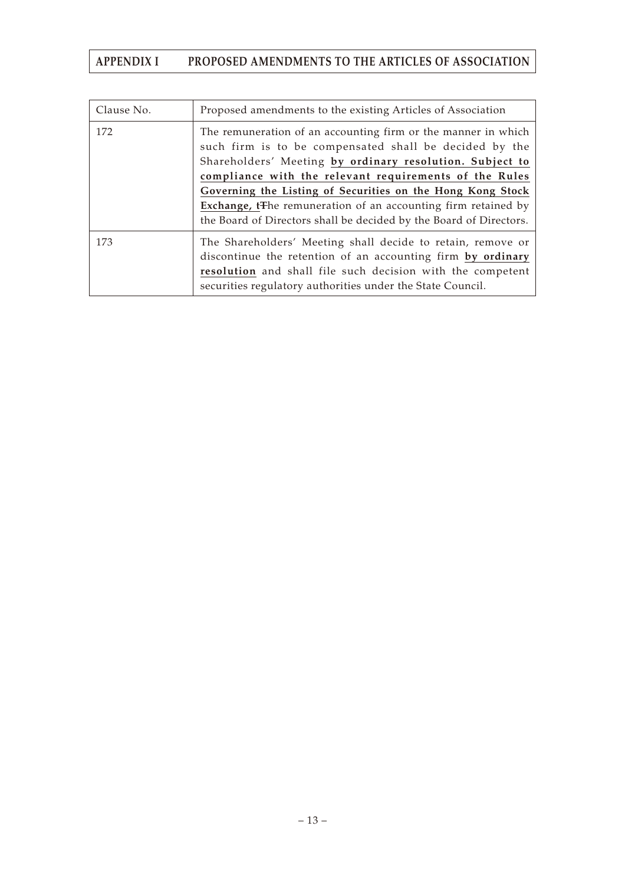| Clause No. | Proposed amendments to the existing Articles of Association |
|---|---|
| 172 | The remuneration of an accounting firm or the manner in which such firm is to be compensated shall be decided by the Shareholders' Meeting **by ordinary resolution. Subject to compliance with the relevant requirements of the Rules Governing the Listing of Securities on the Hong Kong Stock Exchange, t**~~T~~he remuneration of an accounting firm retained by the Board of Directors shall be decided by the Board of Directors. |
| 173 | The Shareholders' Meeting shall decide to retain, remove or discontinue the retention of an accounting firm **by ordinary resolution** and shall file such decision with the competent securities regulatory authorities under the State Council. |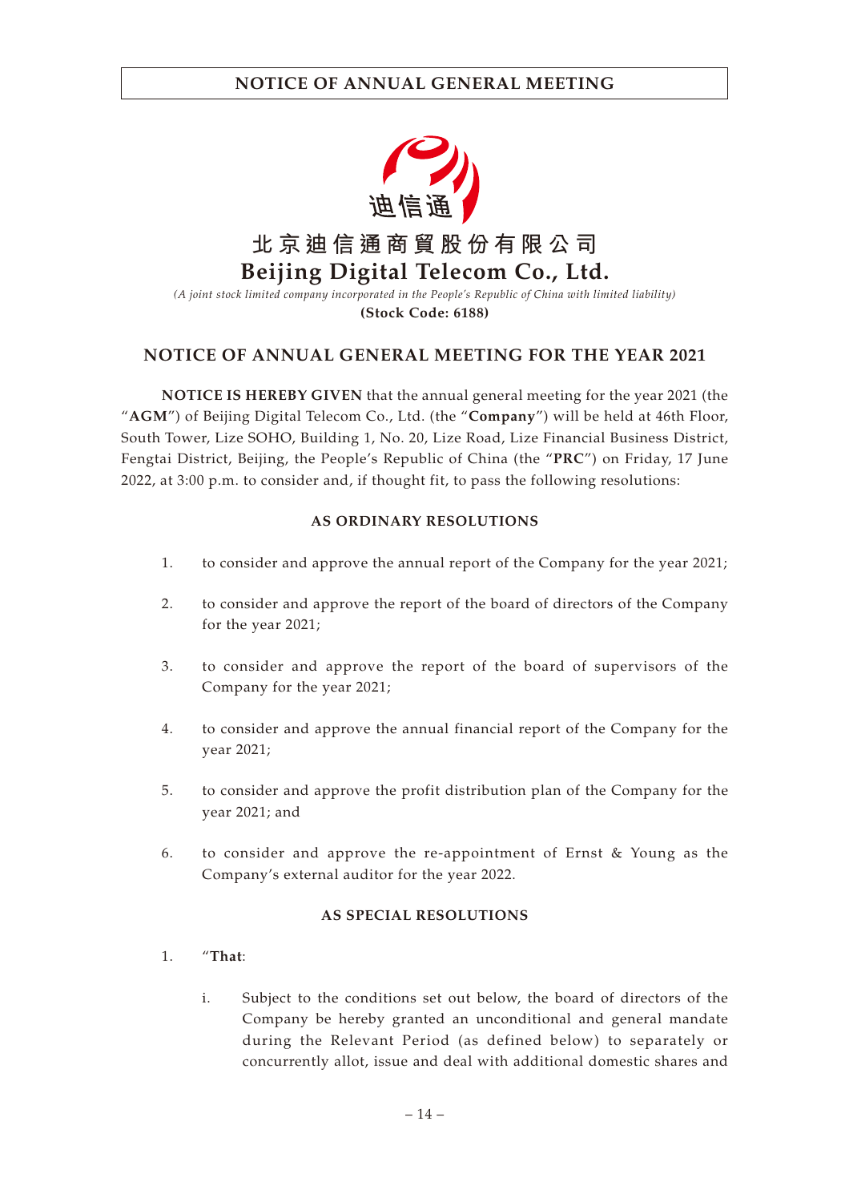北京迪信通商貿股份有限公司
**Beijing Digital Telecom Co., Ltd.**

*(A joint stock limited company incorporated in the People's Republic of China with limited liability)*

**(Stock Code: 6188)**

## NOTICE OF ANNUAL GENERAL MEETING FOR THE YEAR 2021

**NOTICE IS HEREBY GIVEN** that the annual general meeting for the year 2021 (the "**AGM**") of Beijing Digital Telecom Co., Ltd. (the "**Company**") will be held at 46th Floor, South Tower, Lize SOHO, Building 1, No. 20, Lize Road, Lize Financial Business District, Fengtai District, Beijing, the People's Republic of China (the "**PRC**") on Friday, 17 June 2022, at 3:00 p.m. to consider and, if thought fit, to pass the following resolutions:

### AS ORDINARY RESOLUTIONS

1. to consider and approve the annual report of the Company for the year 2021;
2. to consider and approve the report of the board of directors of the Company for the year 2021;
3. to consider and approve the report of the board of supervisors of the Company for the year 2021;
4. to consider and approve the annual financial report of the Company for the year 2021;
5. to consider and approve the profit distribution plan of the Company for the year 2021; and
6. to consider and approve the re-appointment of Ernst & Young as the Company's external auditor for the year 2022.

### AS SPECIAL RESOLUTIONS

1. "**That**:

   i. Subject to the conditions set out below, the board of directors of the Company be hereby granted an unconditional and general mandate during the Relevant Period (as defined below) to separately or concurrently allot, issue and deal with additional domestic shares and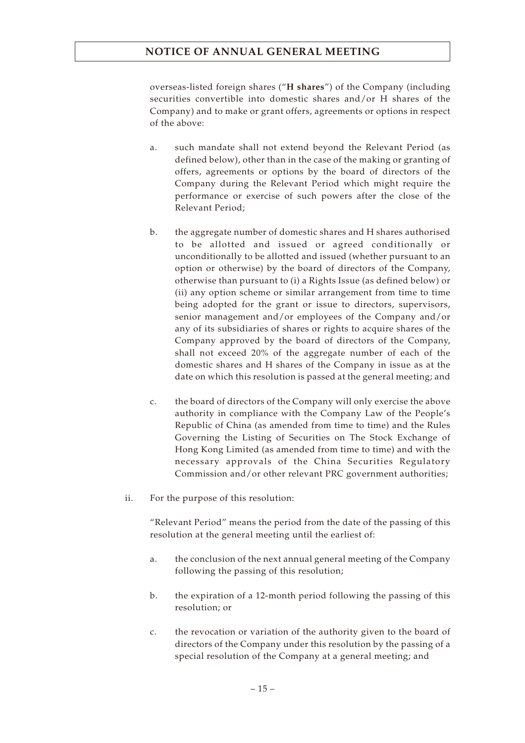overseas-listed foreign shares ("**H shares**") of the Company (including securities convertible into domestic shares and/or H shares of the Company) and to make or grant offers, agreements or options in respect of the above:

a. such mandate shall not extend beyond the Relevant Period (as defined below), other than in the case of the making or granting of offers, agreements or options by the board of directors of the Company during the Relevant Period which might require the performance or exercise of such powers after the close of the Relevant Period;

b. the aggregate number of domestic shares and H shares authorised to be allotted and issued or agreed conditionally or unconditionally to be allotted and issued (whether pursuant to an option or otherwise) by the board of directors of the Company, otherwise than pursuant to (i) a Rights Issue (as defined below) or (ii) any option scheme or similar arrangement from time to time being adopted for the grant or issue to directors, supervisors, senior management and/or employees of the Company and/or any of its subsidiaries of shares or rights to acquire shares of the Company approved by the board of directors of the Company, shall not exceed 20% of the aggregate number of each of the domestic shares and H shares of the Company in issue as at the date on which this resolution is passed at the general meeting; and

c. the board of directors of the Company will only exercise the above authority in compliance with the Company Law of the People's Republic of China (as amended from time to time) and the Rules Governing the Listing of Securities on The Stock Exchange of Hong Kong Limited (as amended from time to time) and with the necessary approvals of the China Securities Regulatory Commission and/or other relevant PRC government authorities;

ii. For the purpose of this resolution:

"Relevant Period" means the period from the date of the passing of this resolution at the general meeting until the earliest of:

a. the conclusion of the next annual general meeting of the Company following the passing of this resolution;

b. the expiration of a 12-month period following the passing of this resolution; or

c. the revocation or variation of the authority given to the board of directors of the Company under this resolution by the passing of a special resolution of the Company at a general meeting; and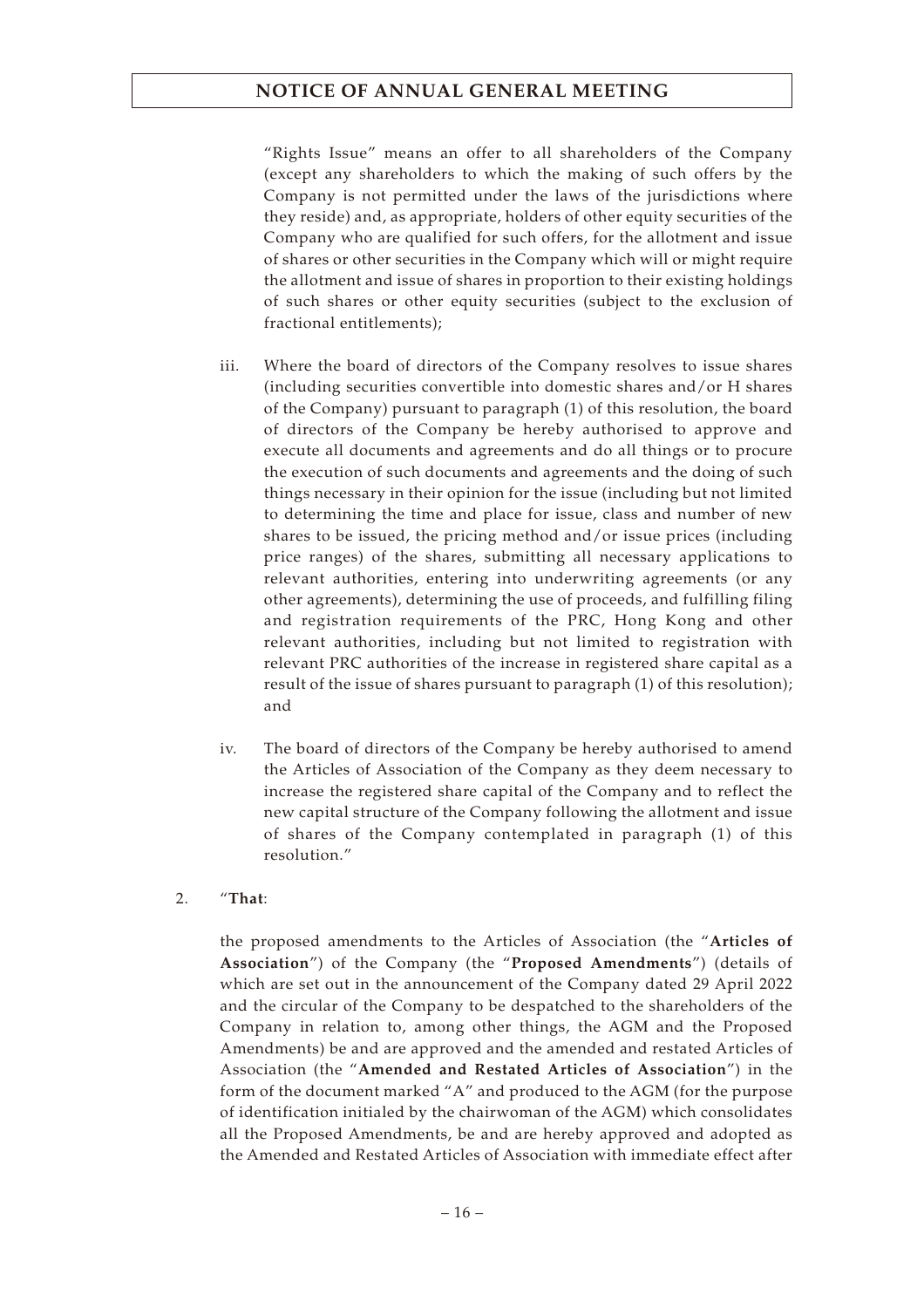"Rights Issue" means an offer to all shareholders of the Company (except any shareholders to which the making of such offers by the Company is not permitted under the laws of the jurisdictions where they reside) and, as appropriate, holders of other equity securities of the Company who are qualified for such offers, for the allotment and issue of shares or other securities in the Company which will or might require the allotment and issue of shares in proportion to their existing holdings of such shares or other equity securities (subject to the exclusion of fractional entitlements);

iii. Where the board of directors of the Company resolves to issue shares (including securities convertible into domestic shares and/or H shares of the Company) pursuant to paragraph (1) of this resolution, the board of directors of the Company be hereby authorised to approve and execute all documents and agreements and do all things or to procure the execution of such documents and agreements and the doing of such things necessary in their opinion for the issue (including but not limited to determining the time and place for issue, class and number of new shares to be issued, the pricing method and/or issue prices (including price ranges) of the shares, submitting all necessary applications to relevant authorities, entering into underwriting agreements (or any other agreements), determining the use of proceeds, and fulfilling filing and registration requirements of the PRC, Hong Kong and other relevant authorities, including but not limited to registration with relevant PRC authorities of the increase in registered share capital as a result of the issue of shares pursuant to paragraph (1) of this resolution); and

iv. The board of directors of the Company be hereby authorised to amend the Articles of Association of the Company as they deem necessary to increase the registered share capital of the Company and to reflect the new capital structure of the Company following the allotment and issue of shares of the Company contemplated in paragraph (1) of this resolution."

2. "**That**:

the proposed amendments to the Articles of Association (the "**Articles of Association**") of the Company (the "**Proposed Amendments**") (details of which are set out in the announcement of the Company dated 29 April 2022 and the circular of the Company to be despatched to the shareholders of the Company in relation to, among other things, the AGM and the Proposed Amendments) be and are approved and the amended and restated Articles of Association (the "**Amended and Restated Articles of Association**") in the form of the document marked "A" and produced to the AGM (for the purpose of identification initialed by the chairwoman of the AGM) which consolidates all the Proposed Amendments, be and are hereby approved and adopted as the Amended and Restated Articles of Association with immediate effect after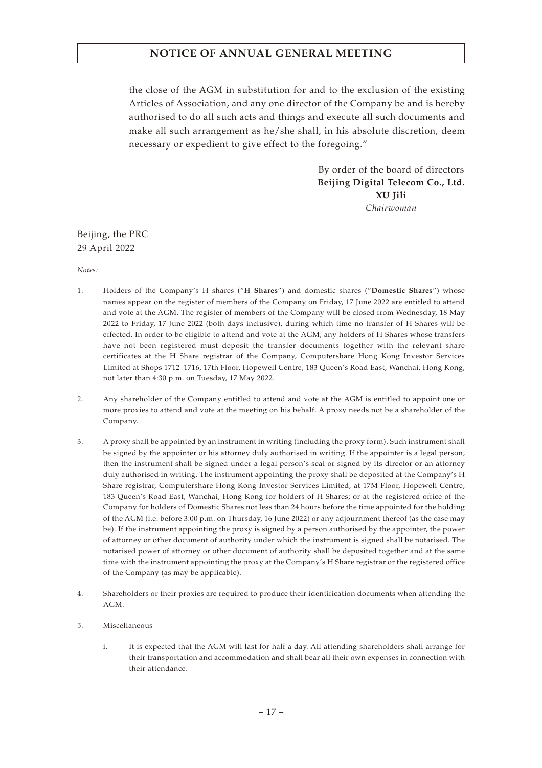the close of the AGM in substitution for and to the exclusion of the existing Articles of Association, and any one director of the Company be and is hereby authorised to do all such acts and things and execute all such documents and make all such arrangement as he/she shall, in his absolute discretion, deem necessary or expedient to give effect to the foregoing."

By order of the board of directors
**Beijing Digital Telecom Co., Ltd.**
**XU Jili**
*Chairwoman*

Beijing, the PRC
29 April 2022

*Notes:*

1. Holders of the Company's H shares ("**H Shares**") and domestic shares ("**Domestic Shares**") whose names appear on the register of members of the Company on Friday, 17 June 2022 are entitled to attend and vote at the AGM. The register of members of the Company will be closed from Wednesday, 18 May 2022 to Friday, 17 June 2022 (both days inclusive), during which time no transfer of H Shares will be effected. In order to be eligible to attend and vote at the AGM, any holders of H Shares whose transfers have not been registered must deposit the transfer documents together with the relevant share certificates at the H Share registrar of the Company, Computershare Hong Kong Investor Services Limited at Shops 1712–1716, 17th Floor, Hopewell Centre, 183 Queen's Road East, Wanchai, Hong Kong, not later than 4:30 p.m. on Tuesday, 17 May 2022.

2. Any shareholder of the Company entitled to attend and vote at the AGM is entitled to appoint one or more proxies to attend and vote at the meeting on his behalf. A proxy needs not be a shareholder of the Company.

3. A proxy shall be appointed by an instrument in writing (including the proxy form). Such instrument shall be signed by the appointer or his attorney duly authorised in writing. If the appointer is a legal person, then the instrument shall be signed under a legal person's seal or signed by its director or an attorney duly authorised in writing. The instrument appointing the proxy shall be deposited at the Company's H Share registrar, Computershare Hong Kong Investor Services Limited, at 17M Floor, Hopewell Centre, 183 Queen's Road East, Wanchai, Hong Kong for holders of H Shares; or at the registered office of the Company for holders of Domestic Shares not less than 24 hours before the time appointed for the holding of the AGM (i.e. before 3:00 p.m. on Thursday, 16 June 2022) or any adjournment thereof (as the case may be). If the instrument appointing the proxy is signed by a person authorised by the appointer, the power of attorney or other document of authority under which the instrument is signed shall be notarised. The notarised power of attorney or other document of authority shall be deposited together and at the same time with the instrument appointing the proxy at the Company's H Share registrar or the registered office of the Company (as may be applicable).

4. Shareholders or their proxies are required to produce their identification documents when attending the AGM.

5. Miscellaneous

   i. It is expected that the AGM will last for half a day. All attending shareholders shall arrange for their transportation and accommodation and shall bear all their own expenses in connection with their attendance.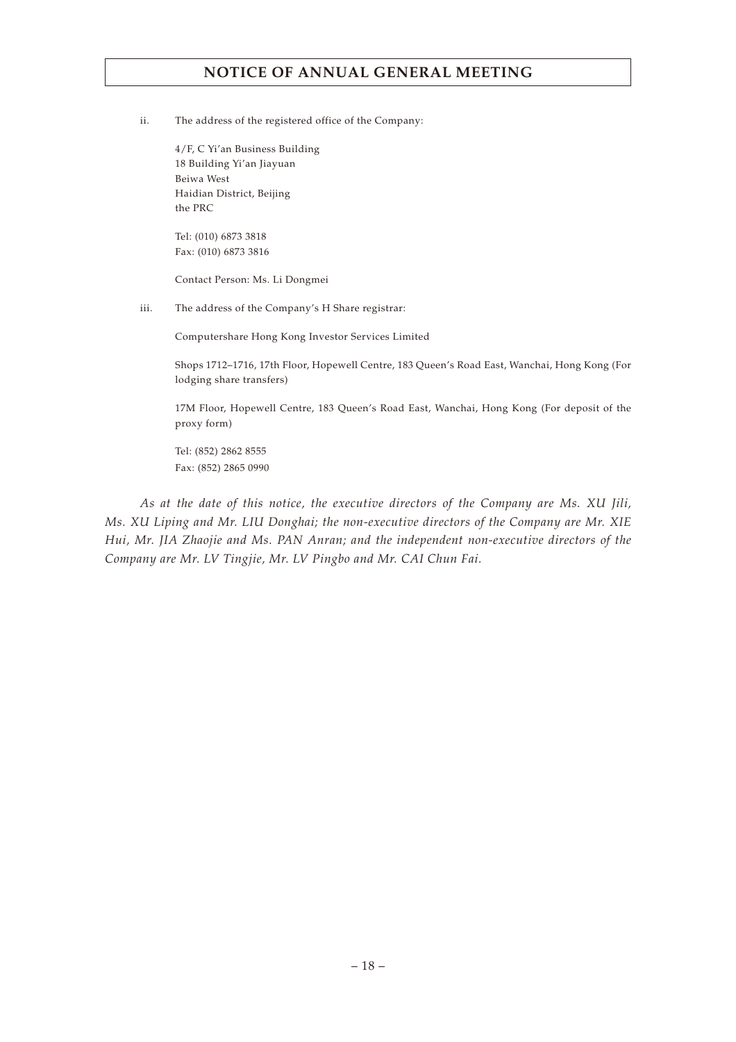ii. The address of the registered office of the Company:

 4/F, C Yi'an Business Building
 18 Building Yi'an Jiayuan
 Beiwa West
 Haidian District, Beijing
 the PRC

 Tel: (010) 6873 3818
 Fax: (010) 6873 3816

 Contact Person: Ms. Li Dongmei

iii. The address of the Company's H Share registrar:

 Computershare Hong Kong Investor Services Limited

 Shops 1712–1716, 17th Floor, Hopewell Centre, 183 Queen's Road East, Wanchai, Hong Kong (For lodging share transfers)

 17M Floor, Hopewell Centre, 183 Queen's Road East, Wanchai, Hong Kong (For deposit of the proxy form)

 Tel: (852) 2862 8555
 Fax: (852) 2865 0990

*As at the date of this notice, the executive directors of the Company are Ms. XU Jili, Ms. XU Liping and Mr. LIU Donghai; the non-executive directors of the Company are Mr. XIE Hui, Mr. JIA Zhaojie and Ms. PAN Anran; and the independent non-executive directors of the Company are Mr. LV Tingjie, Mr. LV Pingbo and Mr. CAI Chun Fai.*